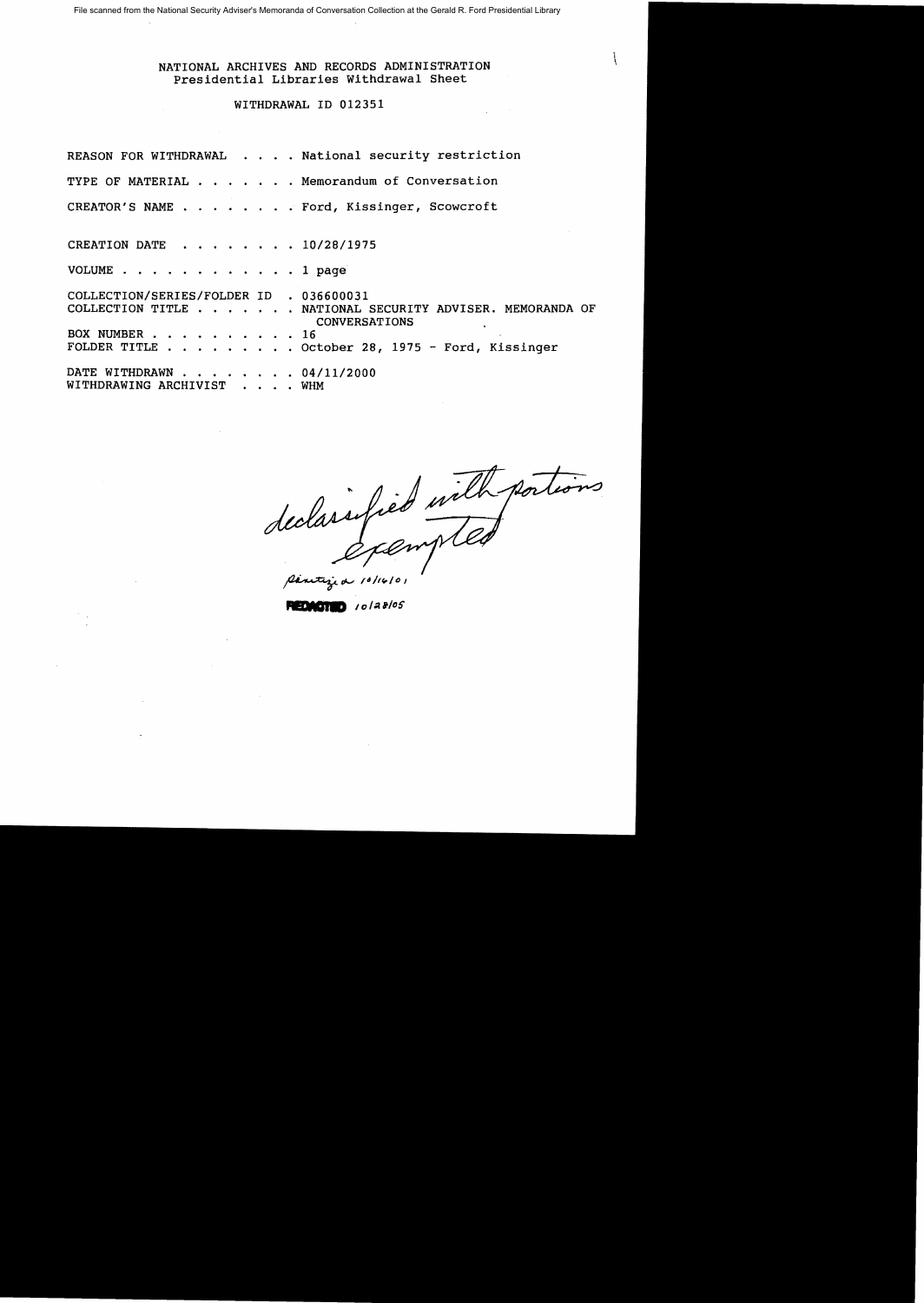File scanned from the National Security Adviser's Memoranda of Conversation Collection at the Gerald R. Ford Presidential Library

NATIONAL ARCHIVES AND RECORDS ADMINISTRATION
Presidential Libraries Withdrawal Sheet

WITHDRAWAL ID 012351

REASON FOR WITHDRAWAL . . . . National security restriction

TYPE OF MATERIAL . . . . . . . Memorandum of Conversation

CREATOR'S NAME . . . . . . . . Ford, Kissinger, Scowcroft

CREATION DATE . . . . . . . . 10/28/1975

VOLUME . . . . . . . . . . . . 1 page

COLLECTION/SERIES/FOLDER ID . 036600031
COLLECTION TITLE . . . . . . . NATIONAL SECURITY ADVISER. MEMORANDA OF CONVERSATIONS
BOX NUMBER . . . . . . . . . . 16
FOLDER TITLE . . . . . . . . . October 28, 1975 - Ford, Kissinger

DATE WITHDRAWN . . . . . . . . 04/11/2000
WITHDRAWING ARCHIVIST . . . . WHM

*declassified with portions exempted*

*[signature] 10/16/01*

REDACTED 10/28/05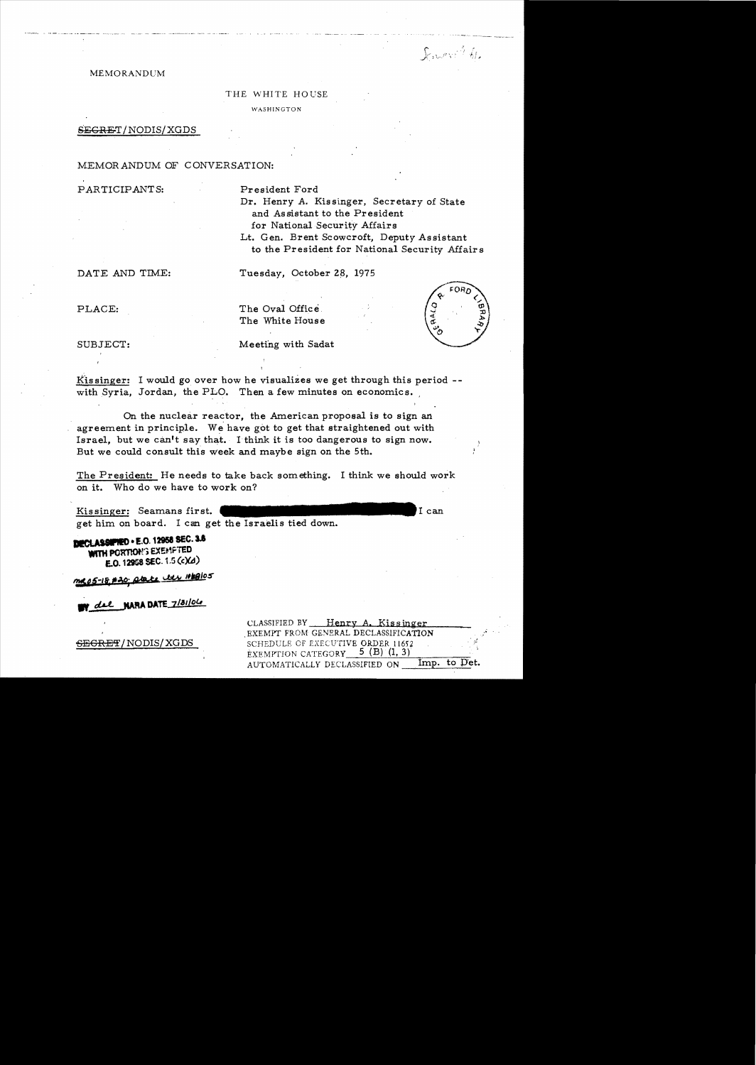MEMORANDUM

THE WHITE HOUSE

WASHINGTON

~~SECRET~~/NODIS/XGDS

MEMORANDUM OF CONVERSATION:

PARTICIPANTS: President Ford
Dr. Henry A. Kissinger, Secretary of State and Assistant to the President for National Security Affairs
Lt. Gen. Brent Scowcroft, Deputy Assistant to the President for National Security Affairs

DATE AND TIME: Tuesday, October 28, 1975

PLACE: The Oval Office
The White House

SUBJECT: Meeting with Sadat

Kissinger: I would go over how he visualizes we get through this period -- with Syria, Jordan, the PLO. Then a few minutes on economics.

On the nuclear reactor, the American proposal is to sign an agreement in principle. We have got to get that straightened out with Israel, but we can't say that. I think it is too dangerous to sign now. But we could consult this week and maybe sign on the 5th.

The President: He needs to take back something. I think we should work on it. Who do we have to work on?

Kissinger: Seamans first. [redacted] I can get him on board. I can get the Israelis tied down.

DECLASSIFIED • E.O. 12958 SEC. 3.6
WITH PORTIONS EXEMPTED
E.O. 12958 SEC. 1.5 (c)(d)

MR 05-18, #30; State ltr 10/6/05

BY del NARA DATE 7/31/06

~~SECRET~~/NODIS/XGDS

CLASSIFIED BY Henry A. Kissinger
EXEMPT FROM GENERAL DECLASSIFICATION
SCHEDULE OF EXECUTIVE ORDER 11652
EXEMPTION CATEGORY 5 (B) (1, 3)
AUTOMATICALLY DECLASSIFIED ON Imp. to Det.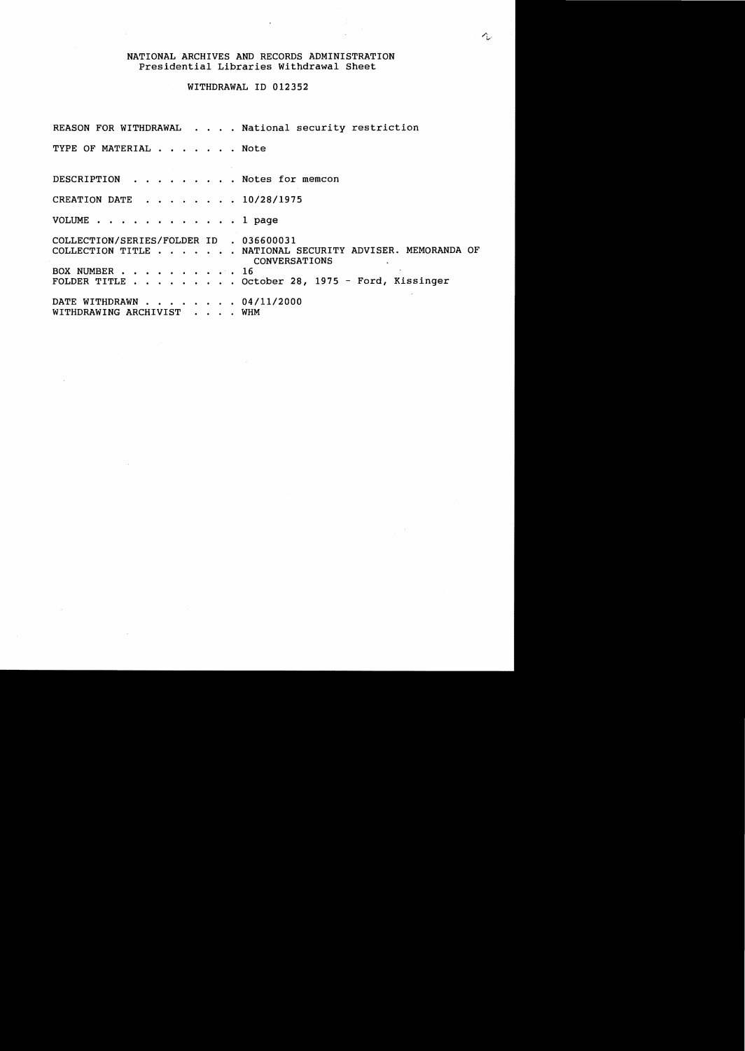NATIONAL ARCHIVES AND RECORDS ADMINISTRATION
Presidential Libraries Withdrawal Sheet

WITHDRAWAL ID 012352

REASON FOR WITHDRAWAL . . . . National security restriction

TYPE OF MATERIAL . . . . . . . Note

DESCRIPTION . . . . . . . . . Notes for memcon

CREATION DATE . . . . . . . . 10/28/1975

VOLUME . . . . . . . . . . . . 1 page

COLLECTION/SERIES/FOLDER ID . 036600031
COLLECTION TITLE . . . . . . . NATIONAL SECURITY ADVISER. MEMORANDA OF CONVERSATIONS
BOX NUMBER . . . . . . . . . . 16
FOLDER TITLE . . . . . . . . . October 28, 1975 - Ford, Kissinger

DATE WITHDRAWN . . . . . . . . 04/11/2000
WITHDRAWING ARCHIVIST . . . . WHM